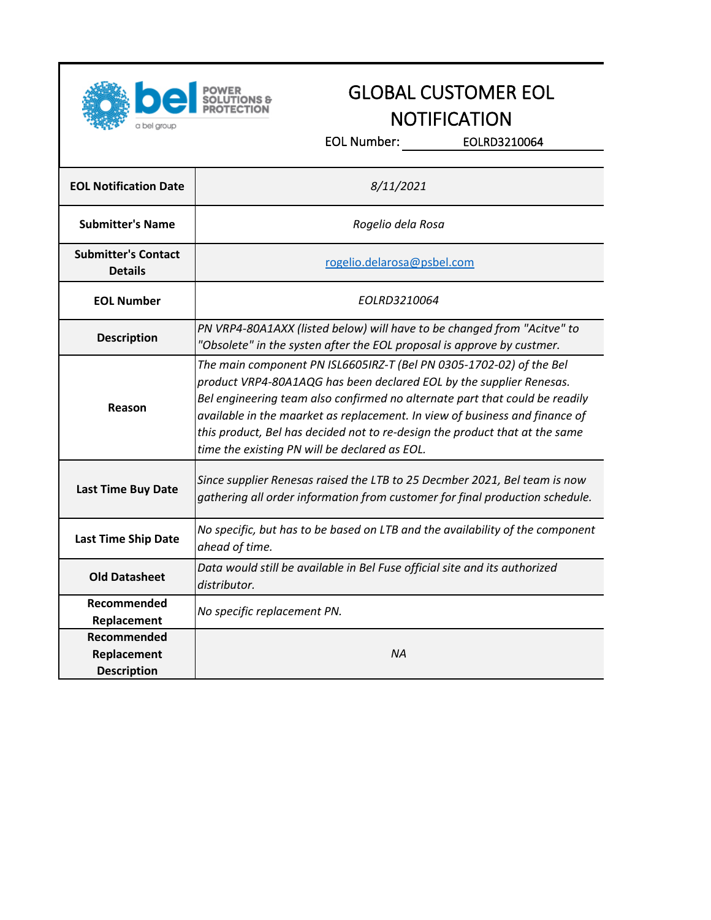bel POWER SOLUTIONS & PROTECTION

a bel group

# GLOBAL CUSTOMER EOL NOTIFICATION

EOL Number: EOLRD3210064

| | |
|---|---|
| **EOL Notification Date** | *8/11/2021* |
| **Submitter's Name** | *Rogelio dela Rosa* |
| **Submitter's Contact Details** | rogelio.delarosa@psbel.com |
| **EOL Number** | *EOLRD3210064* |
| **Description** | *PN VRP4-80A1AXX (listed below) will have to be changed from "Acitve" to "Obsolete" in the systen after the EOL proposal is approve by custmer.* |
| **Reason** | *The main component PN ISL6605IRZ-T (Bel PN 0305-1702-02) of the Bel product VRP4-80A1AQG has been declared EOL by the supplier Renesas. Bel engineering team also confirmed no alternate part that could be readily available in the maarket as replacement. In view of business and finance of this product, Bel has decided not to re-design the product that at the same time the existing PN will be declared as EOL.* |
| **Last Time Buy Date** | *Since supplier Renesas raised the LTB to 25 Decmber 2021, Bel team is now gathering all order information from customer for final production schedule.* |
| **Last Time Ship Date** | *No specific, but has to be based on LTB and the availability of the component ahead of time.* |
| **Old Datasheet** | *Data would still be available in Bel Fuse official site and its authorized distributor.* |
| **Recommended Replacement** | *No specific replacement PN.* |
| **Recommended Replacement Description** | *NA* |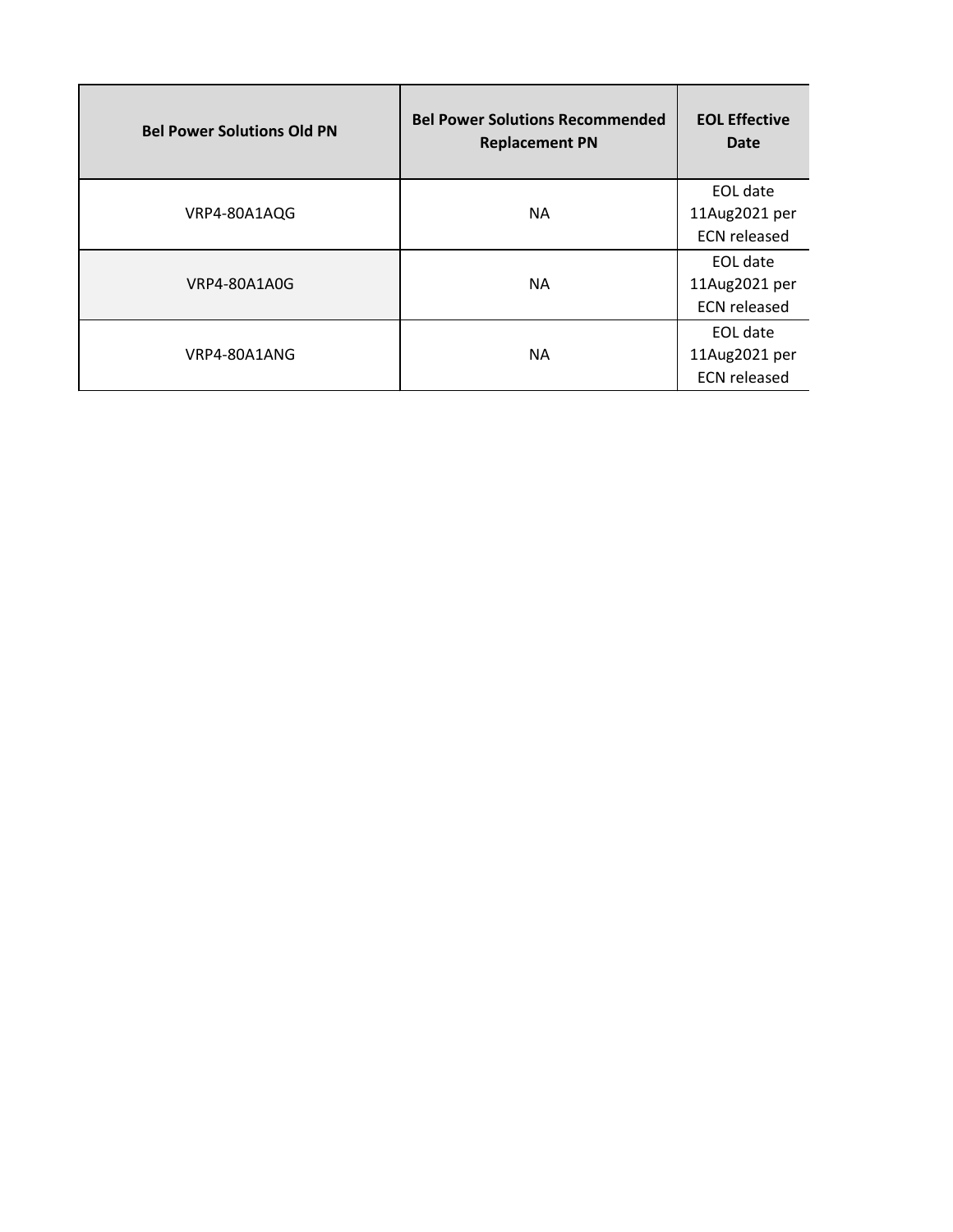| Bel Power Solutions Old PN | Bel Power Solutions Recommended Replacement PN | EOL Effective Date |
| --- | --- | --- |
| VRP4-80A1AQG | NA | EOL date 11Aug2021 per ECN released |
| VRP4-80A1A0G | NA | EOL date 11Aug2021 per ECN released |
| VRP4-80A1ANG | NA | EOL date 11Aug2021 per ECN released |